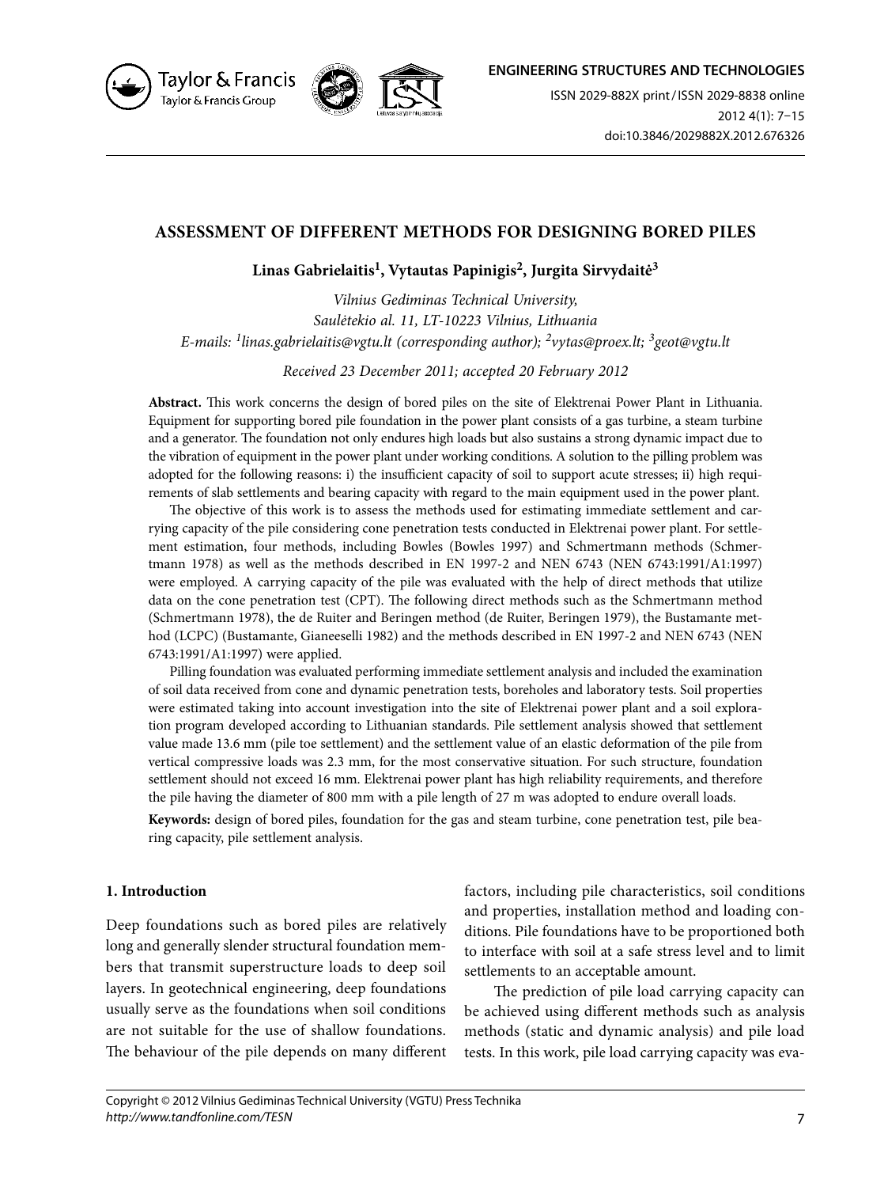# ASSESSMENT OF DIFFERENT METHODS FOR DESIGNING BORED PILES

**Linas Gabrielaitis[1], Vytautas Papinigis[2], Jurgita Sirvydaitė[3]**

*Vilnius Gediminas Technical University,*
*Saulėtekio al. 11, LT-10223 Vilnius, Lithuania*
*E-mails: [1]linas.gabrielaitis@vgtu.lt (corresponding author); [2]vytas@proex.lt; [3]geot@vgtu.lt*

*Received 23 December 2011; accepted 20 February 2012*

**Abstract.** This work concerns the design of bored piles on the site of Elektrenai Power Plant in Lithuania. Equipment for supporting bored pile foundation in the power plant consists of a gas turbine, a steam turbine and a generator. The foundation not only endures high loads but also sustains a strong dynamic impact due to the vibration of equipment in the power plant under working conditions. A solution to the pilling problem was adopted for the following reasons: i) the insufficient capacity of soil to support acute stresses; ii) high requirements of slab settlements and bearing capacity with regard to the main equipment used in the power plant.

The objective of this work is to assess the methods used for estimating immediate settlement and carrying capacity of the pile considering cone penetration tests conducted in Elektrenai power plant. For settlement estimation, four methods, including Bowles (Bowles 1997) and Schmertmann methods (Schmertmann 1978) as well as the methods described in EN 1997-2 and NEN 6743 (NEN 6743:1991/A1:1997) were employed. A carrying capacity of the pile was evaluated with the help of direct methods that utilize data on the cone penetration test (CPT). The following direct methods such as the Schmertmann method (Schmertmann 1978), the de Ruiter and Beringen method (de Ruiter, Beringen 1979), the Bustamante method (LCPC) (Bustamante, Gianeeselli 1982) and the methods described in EN 1997-2 and NEN 6743 (NEN 6743:1991/A1:1997) were applied.

Pilling foundation was evaluated performing immediate settlement analysis and included the examination of soil data received from cone and dynamic penetration tests, boreholes and laboratory tests. Soil properties were estimated taking into account investigation into the site of Elektrenai power plant and a soil exploration program developed according to Lithuanian standards. Pile settlement analysis showed that settlement value made 13.6 mm (pile toe settlement) and the settlement value of an elastic deformation of the pile from vertical compressive loads was 2.3 mm, for the most conservative situation. For such structure, foundation settlement should not exceed 16 mm. Elektrenai power plant has high reliability requirements, and therefore the pile having the diameter of 800 mm with a pile length of 27 m was adopted to endure overall loads.

**Keywords:** design of bored piles, foundation for the gas and steam turbine, cone penetration test, pile bearing capacity, pile settlement analysis.

## 1. Introduction

Deep foundations such as bored piles are relatively long and generally slender structural foundation members that transmit superstructure loads to deep soil layers. In geotechnical engineering, deep foundations usually serve as the foundations when soil conditions are not suitable for the use of shallow foundations. The behaviour of the pile depends on many different factors, including pile characteristics, soil conditions and properties, installation method and loading conditions. Pile foundations have to be proportioned both to interface with soil at a safe stress level and to limit settlements to an acceptable amount.

The prediction of pile load carrying capacity can be achieved using different methods such as analysis methods (static and dynamic analysis) and pile load tests. In this work, pile load carrying capacity was eva-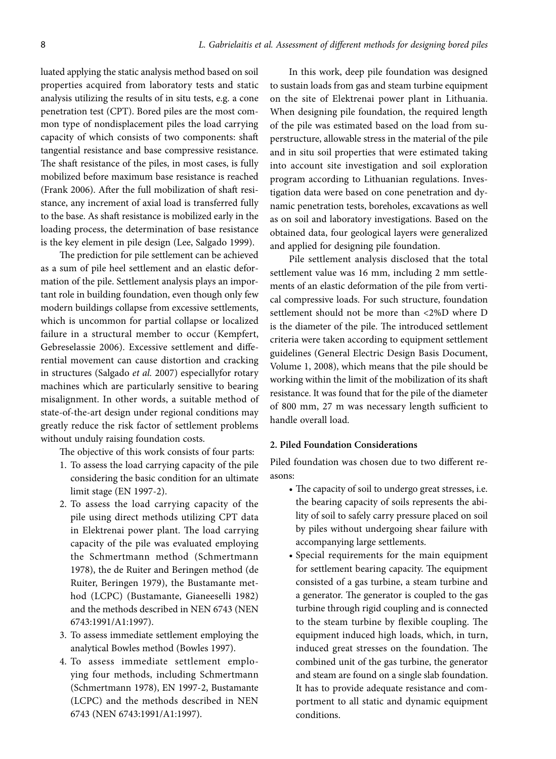luated applying the static analysis method based on soil properties acquired from laboratory tests and static analysis utilizing the results of in situ tests, e.g. a cone penetration test (CPT). Bored piles are the most common type of nondisplacement piles the load carrying capacity of which consists of two components: shaft tangential resistance and base compressive resistance. The shaft resistance of the piles, in most cases, is fully mobilized before maximum base resistance is reached (Frank 2006). After the full mobilization of shaft resistance, any increment of axial load is transferred fully to the base. As shaft resistance is mobilized early in the loading process, the determination of base resistance is the key element in pile design (Lee, Salgado 1999).

The prediction for pile settlement can be achieved as a sum of pile heel settlement and an elastic deformation of the pile. Settlement analysis plays an important role in building foundation, even though only few modern buildings collapse from excessive settlements, which is uncommon for partial collapse or localized failure in a structural member to occur (Kempfert, Gebreselassie 2006). Excessive settlement and differential movement can cause distortion and cracking in structures (Salgado *et al.* 2007) especiallyfor rotary machines which are particularly sensitive to bearing misalignment. In other words, a suitable method of state-of-the-art design under regional conditions may greatly reduce the risk factor of settlement problems without unduly raising foundation costs.

The objective of this work consists of four parts:

1. To assess the load carrying capacity of the pile considering the basic condition for an ultimate limit stage (EN 1997-2).
2. To assess the load carrying capacity of the pile using direct methods utilizing CPT data in Elektrenai power plant. The load carrying capacity of the pile was evaluated employing the Schmertmann method (Schmertmann 1978), the de Ruiter and Beringen method (de Ruiter, Beringen 1979), the Bustamante method (LCPC) (Bustamante, Gianeeselli 1982) and the methods described in NEN 6743 (NEN 6743:1991/A1:1997).
3. To assess immediate settlement employing the analytical Bowles method (Bowles 1997).
4. To assess immediate settlement employing four methods, including Schmertmann (Schmertmann 1978), EN 1997-2, Bustamante (LCPC) and the methods described in NEN 6743 (NEN 6743:1991/A1:1997).

In this work, deep pile foundation was designed to sustain loads from gas and steam turbine equipment on the site of Elektrenai power plant in Lithuania. When designing pile foundation, the required length of the pile was estimated based on the load from superstructure, allowable stress in the material of the pile and in situ soil properties that were estimated taking into account site investigation and soil exploration program according to Lithuanian regulations. Investigation data were based on cone penetration and dynamic penetration tests, boreholes, excavations as well as on soil and laboratory investigations. Based on the obtained data, four geological layers were generalized and applied for designing pile foundation.

Pile settlement analysis disclosed that the total settlement value was 16 mm, including 2 mm settlements of an elastic deformation of the pile from vertical compressive loads. For such structure, foundation settlement should not be more than <2%D where D is the diameter of the pile. The introduced settlement criteria were taken according to equipment settlement guidelines (General Electric Design Basis Document, Volume 1, 2008), which means that the pile should be working within the limit of the mobilization of its shaft resistance. It was found that for the pile of the diameter of 800 mm, 27 m was necessary length sufficient to handle overall load.

## 2. Piled Foundation Considerations

Piled foundation was chosen due to two different reasons:

- The capacity of soil to undergo great stresses, i.e. the bearing capacity of soils represents the ability of soil to safely carry pressure placed on soil by piles without undergoing shear failure with accompanying large settlements.
- Special requirements for the main equipment for settlement bearing capacity. The equipment consisted of a gas turbine, a steam turbine and a generator. The generator is coupled to the gas turbine through rigid coupling and is connected to the steam turbine by flexible coupling. The equipment induced high loads, which, in turn, induced great stresses on the foundation. The combined unit of the gas turbine, the generator and steam are found on a single slab foundation. It has to provide adequate resistance and comportment to all static and dynamic equipment conditions.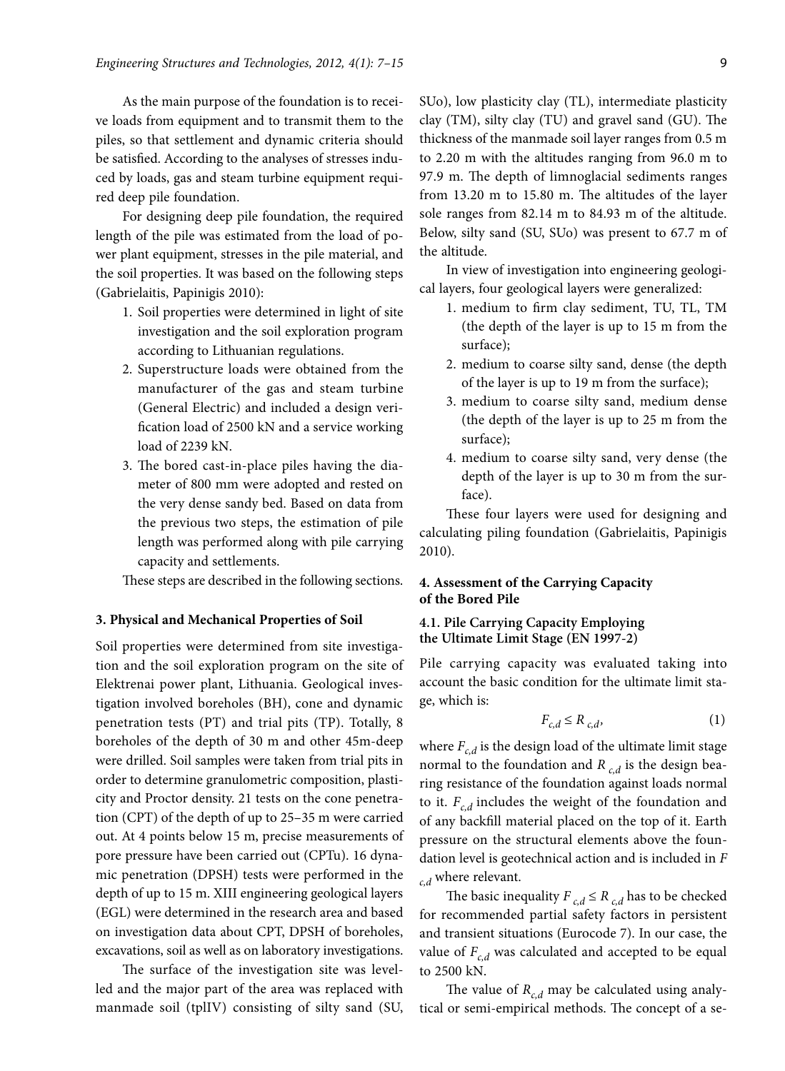As the main purpose of the foundation is to receive loads from equipment and to transmit them to the piles, so that settlement and dynamic criteria should be satisfied. According to the analyses of stresses induced by loads, gas and steam turbine equipment required deep pile foundation.

For designing deep pile foundation, the required length of the pile was estimated from the load of power plant equipment, stresses in the pile material, and the soil properties. It was based on the following steps (Gabrielaitis, Papinigis 2010):

1. Soil properties were determined in light of site investigation and the soil exploration program according to Lithuanian regulations.
2. Superstructure loads were obtained from the manufacturer of the gas and steam turbine (General Electric) and included a design verification load of 2500 kN and a service working load of 2239 kN.
3. The bored cast-in-place piles having the diameter of 800 mm were adopted and rested on the very dense sandy bed. Based on data from the previous two steps, the estimation of pile length was performed along with pile carrying capacity and settlements.

These steps are described in the following sections.

## 3. Physical and Mechanical Properties of Soil

Soil properties were determined from site investigation and the soil exploration program on the site of Elektrenai power plant, Lithuania. Geological investigation involved boreholes (BH), cone and dynamic penetration tests (PT) and trial pits (TP). Totally, 8 boreholes of the depth of 30 m and other 45m-deep were drilled. Soil samples were taken from trial pits in order to determine granulometric composition, plasticity and Proctor density. 21 tests on the cone penetration (CPT) of the depth of up to 25–35 m were carried out. At 4 points below 15 m, precise measurements of pore pressure have been carried out (CPTu). 16 dynamic penetration (DPSH) tests were performed in the depth of up to 15 m. XIII engineering geological layers (EGL) were determined in the research area and based on investigation data about CPT, DPSH of boreholes, excavations, soil as well as on laboratory investigations.

The surface of the investigation site was levelled and the major part of the area was replaced with manmade soil (tplIV) consisting of silty sand (SU, SUo), low plasticity clay (TL), intermediate plasticity clay (TM), silty clay (TU) and gravel sand (GU). The thickness of the manmade soil layer ranges from 0.5 m to 2.20 m with the altitudes ranging from 96.0 m to 97.9 m. The depth of limnoglacial sediments ranges from 13.20 m to 15.80 m. The altitudes of the layer sole ranges from 82.14 m to 84.93 m of the altitude. Below, silty sand (SU, SUo) was present to 67.7 m of the altitude.

In view of investigation into engineering geological layers, four geological layers were generalized:

1. medium to firm clay sediment, TU, TL, TM (the depth of the layer is up to 15 m from the surface);
2. medium to coarse silty sand, dense (the depth of the layer is up to 19 m from the surface);
3. medium to coarse silty sand, medium dense (the depth of the layer is up to 25 m from the surface);
4. medium to coarse silty sand, very dense (the depth of the layer is up to 30 m from the surface).

These four layers were used for designing and calculating piling foundation (Gabrielaitis, Papinigis 2010).

## 4. Assessment of the Carrying Capacity of the Bored Pile

### 4.1. Pile Carrying Capacity Employing the Ultimate Limit Stage (EN 1997-2)

Pile carrying capacity was evaluated taking into account the basic condition for the ultimate limit stage, which is:

$$F_{c,d} \leq R_{c,d}, \tag{1}$$

where $F_{c,d}$ is the design load of the ultimate limit stage normal to the foundation and $R_{c,d}$ is the design bearing resistance of the foundation against loads normal to it. $F_{c,d}$ includes the weight of the foundation and of any backfill material placed on the top of it. Earth pressure on the structural elements above the foundation level is geotechnical action and is included in $F_{c,d}$ where relevant.

The basic inequality $F_{c,d} \leq R_{c,d}$ has to be checked for recommended partial safety factors in persistent and transient situations (Eurocode 7). In our case, the value of $F_{c,d}$ was calculated and accepted to be equal to 2500 kN.

The value of $R_{c,d}$ may be calculated using analytical or semi-empirical methods. The concept of a se-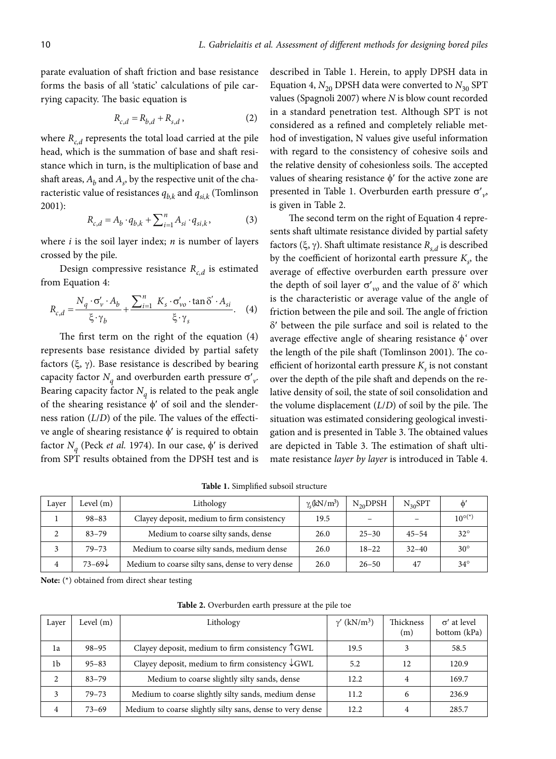parate evaluation of shaft friction and base resistance forms the basis of all 'static' calculations of pile carrying capacity. The basic equation is

$$R_{c,d} = R_{b,d} + R_{s,d}\,, \tag{2}$$

where $R_{c,d}$ represents the total load carried at the pile head, which is the summation of base and shaft resistance which in turn, is the multiplication of base and shaft areas, $A_b$ and $A_s$, by the respective unit of the characteristic value of resistances $q_{b,k}$ and $q_{si,k}$ (Tomlinson 2001):

$$R_{c,d} = A_b \cdot q_{b,k} + \sum_{i=1}^{n} A_{si} \cdot q_{si,k}\,, \tag{3}$$

where $i$ is the soil layer index; $n$ is number of layers crossed by the pile.

Design compressive resistance $R_{c,d}$ is estimated from Equation 4:

$$R_{c,d} = \frac{N_q \cdot \sigma'_v \cdot A_b}{\xi \cdot \gamma_b} + \frac{\sum_{i=1}^{n} K_s \cdot \sigma'_{vo} \cdot \tan\delta' \cdot A_{si}}{\xi \cdot \gamma_s}. \tag{4}$$

The first term on the right of the equation (4) represents base resistance divided by partial safety factors ($\xi$, $\gamma$). Base resistance is described by bearing capacity factor $N_q$ and overburden earth pressure $\sigma'_v$. Bearing capacity factor $N_q$ is related to the peak angle of the shearing resistance $\phi'$ of soil and the slenderness ration ($L/D$) of the pile. The values of the effective angle of shearing resistance $\phi'$ is required to obtain factor $N_q$ (Peck *et al.* 1974). In our case, $\phi'$ is derived from SPT results obtained from the DPSH test and is described in Table 1. Herein, to apply DPSH data in Equation 4, $N_{20}$ DPSH data were converted to $N_{30}$ SPT values (Spagnoli 2007) where $N$ is blow count recorded in a standard penetration test. Although SPT is not considered as a refined and completely reliable method of investigation, N values give useful information with regard to the consistency of cohesive soils and the relative density of cohesionless soils. The accepted values of shearing resistance $\phi'$ for the active zone are presented in Table 1. Overburden earth pressure $\sigma'_v$, is given in Table 2.

The second term on the right of Equation 4 represents shaft ultimate resistance divided by partial safety factors ($\xi$, $\gamma$). Shaft ultimate resistance $R_{s,d}$ is described by the coefficient of horizontal earth pressure $K_s$, the average of effective overburden earth pressure over the depth of soil layer $\sigma'_{vo}$ and the value of $\delta'$ which is the characteristic or average value of the angle of friction between the pile and soil. The angle of friction $\delta'$ between the pile surface and soil is related to the average effective angle of shearing resistance $\phi'$ over the length of the pile shaft (Tomlinson 2001). The coefficient of horizontal earth pressure $K_s$ is not constant over the depth of the pile shaft and depends on the relative density of soil, the state of soil consolidation and the volume displacement ($L/D$) of soil by the pile. The situation was estimated considering geological investigation and is presented in Table 3. The obtained values are depicted in Table 3. The estimation of shaft ultimate resistance *layer by layer* is introduced in Table 4.

**Table 1.** Simplified subsoil structure

| Layer | Level (m) | Lithology | $\gamma_s$(kN/m$^3$) | $N_{20}$DPSH | $N_{30}$SPT | $\phi'$ |
|---|---|---|---|---|---|---|
| 1 | 98–83 | Clayey deposit, medium to firm consistency | 19.5 | – | – | 10°(*) |
| 2 | 83–79 | Medium to coarse silty sands, dense | 26.0 | 25–30 | 45–54 | 32° |
| 3 | 79–73 | Medium to coarse silty sands, medium dense | 26.0 | 18–22 | 32–40 | 30° |
| 4 | 73–69↓ | Medium to coarse silty sans, dense to very dense | 26.0 | 26–50 | 47 | 34° |

**Note:** (*) obtained from direct shear testing

**Table 2.** Overburden earth pressure at the pile toe

| Layer | Level (m) | Lithology | $\gamma'$ (kN/m$^3$) | Thickness (m) | $\sigma'$ at level bottom (kPa) |
|---|---|---|---|---|---|
| 1a | 98–95 | Clayey deposit, medium to firm consistency ↑GWL | 19.5 | 3 | 58.5 |
| 1b | 95–83 | Clayey deposit, medium to firm consistency ↓GWL | 5.2 | 12 | 120.9 |
| 2 | 83–79 | Medium to coarse slightly silty sands, dense | 12.2 | 4 | 169.7 |
| 3 | 79–73 | Medium to coarse slightly silty sands, medium dense | 11.2 | 6 | 236.9 |
| 4 | 73–69 | Medium to coarse slightly silty sans, dense to very dense | 12.2 | 4 | 285.7 |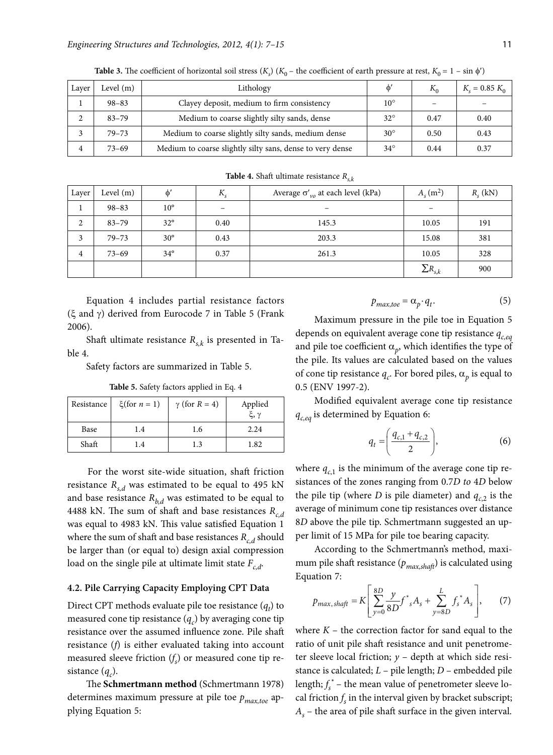**Table 3.** The coefficient of horizontal soil stress ($K_s$) ($K_0$ – the coefficient of earth pressure at rest, $K_0 = 1 - \sin\phi'$)

| Layer | Level (m) | Lithology | $\phi'$ | $K_0$ | $K_s = 0.85\ K_0$ |
|---|---|---|---|---|---|
| 1 | 98–83 | Clayey deposit, medium to firm consistency | 10° | – | – |
| 2 | 83–79 | Medium to coarse slightly silty sands, dense | 32° | 0.47 | 0.40 |
| 3 | 79–73 | Medium to coarse slightly silty sands, medium dense | 30° | 0.50 | 0.43 |
| 4 | 73–69 | Medium to coarse slightly silty sans, dense to very dense | 34° | 0.44 | 0.37 |

**Table 4.** Shaft ultimate resistance $R_{s,k}$

| Layer | Level (m) | $\phi'$ | $K_s$ | Average $\sigma'_{vo}$ at each level (kPa) | $A_s$ (m$^2$) | $R_s$ (kN) |
|---|---|---|---|---|---|---|
| 1 | 98–83 | 10° | – | – | – | |
| 2 | 83–79 | 32° | 0.40 | 145.3 | 10.05 | 191 |
| 3 | 79–73 | 30° | 0.43 | 203.3 | 15.08 | 381 |
| 4 | 73–69 | 34° | 0.37 | 261.3 | 10.05 | 328 |
| | | | | | $\sum R_{s,k}$ | 900 |

Equation 4 includes partial resistance factors ($\xi$ and $\gamma$) derived from Eurocode 7 in Table 5 (Frank 2006).

Shaft ultimate resistance $R_{s,k}$ is presented in Table 4.

Safety factors are summarized in Table 5.

**Table 5.** Safety factors applied in Eq. 4

| Resistance | $\xi$(for $n = 1$) | $\gamma$ (for $R = 4$) | Applied $\xi$, $\gamma$ |
|---|---|---|---|
| Base | 1.4 | 1.6 | 2.24 |
| Shaft | 1.4 | 1.3 | 1.82 |

For the worst site-wide situation, shaft friction resistance $R_{s,d}$ was estimated to be equal to 495 kN and base resistance $R_{b,d}$ was estimated to be equal to 4488 kN. The sum of shaft and base resistances $R_{c,d}$ was equal to 4983 kN. This value satisfied Equation 1 where the sum of shaft and base resistances $R_{c,d}$ should be larger than (or equal to) design axial compression load on the single pile at ultimate limit state $F_{c,d}$.

### 4.2. Pile Carrying Capacity Employing CPT Data

Direct CPT methods evaluate pile toe resistance ($q_t$) to measured cone tip resistance ($q_c$) by averaging cone tip resistance over the assumed influence zone. Pile shaft resistance ($f$) is either evaluated taking into account measured sleeve friction ($f_s$) or measured cone tip resistance ($q_c$).

The **Schmertmann method** (Schmertmann 1978) determines maximum pressure at pile toe $p_{max,toe}$ applying Equation 5:

$$p_{max,toe} = \alpha_p \cdot q_t. \tag{5}$$

Maximum pressure in the pile toe in Equation 5 depends on equivalent average cone tip resistance $q_{c,eq}$ and pile toe coefficient $\alpha_p$, which identifies the type of the pile. Its values are calculated based on the values of cone tip resistance $q_c$. For bored piles, $\alpha_p$ is equal to 0.5 (ENV 1997-2).

Modified equivalent average cone tip resistance $q_{c,eq}$ is determined by Equation 6:

$$q_t = \left(\frac{q_{c,1} + q_{c,2}}{2}\right), \tag{6}$$

where $q_{c,1}$ is the minimum of the average cone tip resistances of the zones ranging from $0.7D$ *to* $4D$ below the pile tip (where $D$ is pile diameter) and $q_{c,2}$ is the average of minimum cone tip resistances over distance $8D$ above the pile tip. Schmertmann suggested an upper limit of 15 MPa for pile toe bearing capacity.

According to the Schmertmann's method, maximum pile shaft resistance ($p_{max,shaft}$) is calculated using Equation 7:

$$p_{max,shaft} = K\left[\sum_{y=0}^{8D} \frac{y}{8D} f^{*}{}_{s} A_s + \sum_{y=8D}^{L} f_s^{*} A_s\right], \tag{7}$$

where $K$ – the correction factor for sand equal to the ratio of unit pile shaft resistance and unit penetrometer sleeve local friction; $y$ – depth at which side resistance is calculated; $L$ – pile length; $D$ – embedded pile length; $f_s^{*}$ – the mean value of penetrometer sleeve local friction $f_s$ in the interval given by bracket subscript; $A_s$ – the area of pile shaft surface in the given interval.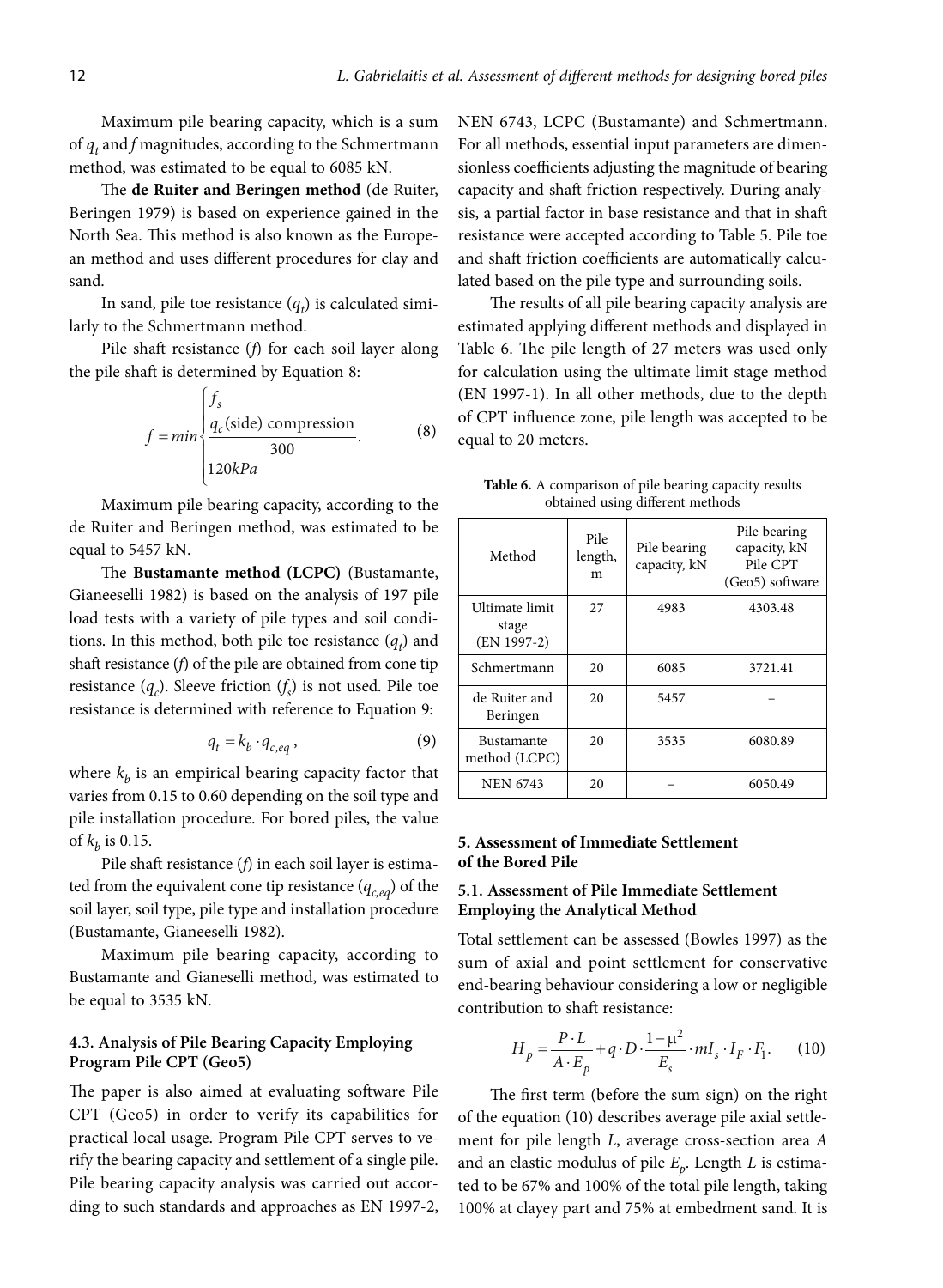Maximum pile bearing capacity, which is a sum of $q_t$ and $f$ magnitudes, according to the Schmertmann method, was estimated to be equal to 6085 kN.

The **de Ruiter and Beringen method** (de Ruiter, Beringen 1979) is based on experience gained in the North Sea. This method is also known as the European method and uses different procedures for clay and sand.

In sand, pile toe resistance ($q_t$) is calculated similarly to the Schmertmann method.

Pile shaft resistance ($f$) for each soil layer along the pile shaft is determined by Equation 8:

$$f = min\begin{cases} f_s \\ \dfrac{q_c(\text{side})\ \text{compression}}{300} \\ 120kPa \end{cases}. \tag{8}$$

Maximum pile bearing capacity, according to the de Ruiter and Beringen method, was estimated to be equal to 5457 kN.

The **Bustamante method (LCPC)** (Bustamante, Gianeeselli 1982) is based on the analysis of 197 pile load tests with a variety of pile types and soil conditions. In this method, both pile toe resistance ($q_t$) and shaft resistance ($f$) of the pile are obtained from cone tip resistance ($q_c$). Sleeve friction ($f_s$) is not used. Pile toe resistance is determined with reference to Equation 9:

$$q_t = k_b \cdot q_{c,eq}, \tag{9}$$

where $k_b$ is an empirical bearing capacity factor that varies from 0.15 to 0.60 depending on the soil type and pile installation procedure. For bored piles, the value of $k_b$ is 0.15.

Pile shaft resistance ($f$) in each soil layer is estimated from the equivalent cone tip resistance ($q_{c,eq}$) of the soil layer, soil type, pile type and installation procedure (Bustamante, Gianeeselli 1982).

Maximum pile bearing capacity, according to Bustamante and Gianeselli method, was estimated to be equal to 3535 kN.

### 4.3. Analysis of Pile Bearing Capacity Employing Program Pile CPT (Geo5)

The paper is also aimed at evaluating software Pile CPT (Geo5) in order to verify its capabilities for practical local usage. Program Pile CPT serves to verify the bearing capacity and settlement of a single pile. Pile bearing capacity analysis was carried out according to such standards and approaches as EN 1997-2, NEN 6743, LCPC (Bustamante) and Schmertmann. For all methods, essential input parameters are dimensionless coefficients adjusting the magnitude of bearing capacity and shaft friction respectively. During analysis, a partial factor in base resistance and that in shaft resistance were accepted according to Table 5. Pile toe and shaft friction coefficients are automatically calculated based on the pile type and surrounding soils.

The results of all pile bearing capacity analysis are estimated applying different methods and displayed in Table 6. The pile length of 27 meters was used only for calculation using the ultimate limit stage method (EN 1997-1). In all other methods, due to the depth of CPT influence zone, pile length was accepted to be equal to 20 meters.

**Table 6.** A comparison of pile bearing capacity results obtained using different methods

| Method | Pile length, m | Pile bearing capacity, kN | Pile bearing capacity, kN Pile CPT (Geo5) software |
|---|---|---|---|
| Ultimate limit stage (EN 1997-2) | 27 | 4983 | 4303.48 |
| Schmertmann | 20 | 6085 | 3721.41 |
| de Ruiter and Beringen | 20 | 5457 | – |
| Bustamante method (LCPC) | 20 | 3535 | 6080.89 |
| NEN 6743 | 20 | – | 6050.49 |

## 5. Assessment of Immediate Settlement of the Bored Pile

### 5.1. Assessment of Pile Immediate Settlement Employing the Analytical Method

Total settlement can be assessed (Bowles 1997) as the sum of axial and point settlement for conservative end-bearing behaviour considering a low or negligible contribution to shaft resistance:

$$H_p = \frac{P \cdot L}{A \cdot E_p} + q \cdot D \cdot \frac{1-\mu^2}{E_s} \cdot mI_s \cdot I_F \cdot F_1. \tag{10}$$

The first term (before the sum sign) on the right of the equation (10) describes average pile axial settlement for pile length $L$, average cross-section area $A$ and an elastic modulus of pile $E_p$. Length $L$ is estimated to be 67% and 100% of the total pile length, taking 100% at clayey part and 75% at embedment sand. It is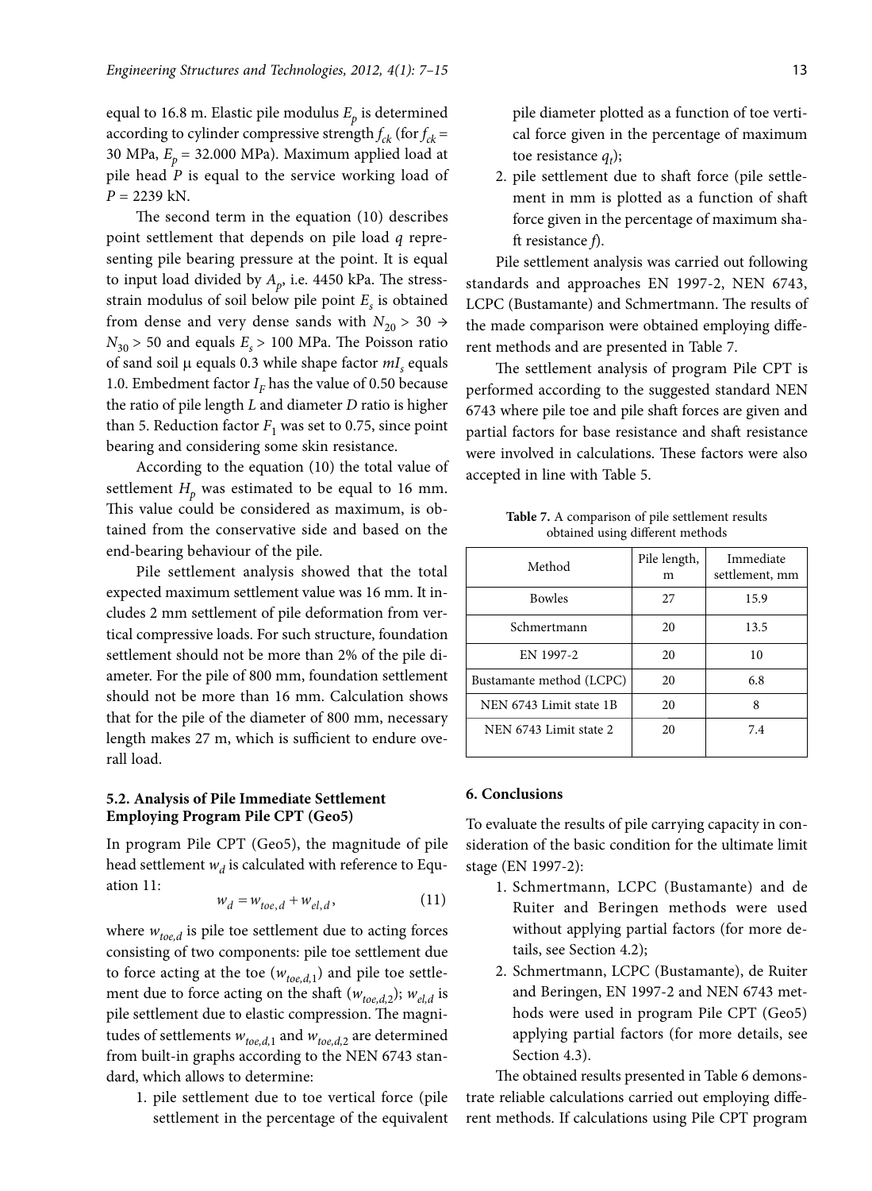equal to 16.8 m. Elastic pile modulus $E_p$ is determined according to cylinder compressive strength $f_{ck}$ (for $f_{ck}$ = 30 MPa, $E_p$ = 32.000 MPa). Maximum applied load at pile head $P$ is equal to the service working load of $P$ = 2239 kN.

The second term in the equation (10) describes point settlement that depends on pile load $q$ representing pile bearing pressure at the point. It is equal to input load divided by $A_p$, i.e. 4450 kPa. The stress-strain modulus of soil below pile point $E_s$ is obtained from dense and very dense sands with $N_{20} > 30 \rightarrow N_{30} > 50$ and equals $E_s > 100$ MPa. The Poisson ratio of sand soil μ equals 0.3 while shape factor $mI_s$ equals 1.0. Embedment factor $I_F$ has the value of 0.50 because the ratio of pile length $L$ and diameter $D$ ratio is higher than 5. Reduction factor $F_1$ was set to 0.75, since point bearing and considering some skin resistance.

According to the equation (10) the total value of settlement $H_p$ was estimated to be equal to 16 mm. This value could be considered as maximum, is obtained from the conservative side and based on the end-bearing behaviour of the pile.

Pile settlement analysis showed that the total expected maximum settlement value was 16 mm. It includes 2 mm settlement of pile deformation from vertical compressive loads. For such structure, foundation settlement should not be more than 2% of the pile diameter. For the pile of 800 mm, foundation settlement should not be more than 16 mm. Calculation shows that for the pile of the diameter of 800 mm, necessary length makes 27 m, which is sufficient to endure overall load.

### 5.2. Analysis of Pile Immediate Settlement Employing Program Pile CPT (Geo5)

In program Pile CPT (Geo5), the magnitude of pile head settlement $w_d$ is calculated with reference to Equation 11:

$$w_d = w_{toe,d} + w_{el,d}, \tag{11}$$

where $w_{toe,d}$ is pile toe settlement due to acting forces consisting of two components: pile toe settlement due to force acting at the toe ($w_{toe,d,1}$) and pile toe settlement due to force acting on the shaft ($w_{toe,d,2}$); $w_{el,d}$ is pile settlement due to elastic compression. The magnitudes of settlements $w_{toe,d,1}$ and $w_{toe,d,2}$ are determined from built-in graphs according to the NEN 6743 standard, which allows to determine:

1. pile settlement due to toe vertical force (pile settlement in the percentage of the equivalent pile diameter plotted as a function of toe vertical force given in the percentage of maximum toe resistance $q_t$);
2. pile settlement due to shaft force (pile settlement in mm is plotted as a function of shaft force given in the percentage of maximum shaft resistance $f$).

Pile settlement analysis was carried out following standards and approaches EN 1997-2, NEN 6743, LCPC (Bustamante) and Schmertmann. The results of the made comparison were obtained employing different methods and are presented in Table 7.

The settlement analysis of program Pile CPT is performed according to the suggested standard NEN 6743 where pile toe and pile shaft forces are given and partial factors for base resistance and shaft resistance were involved in calculations. These factors were also accepted in line with Table 5.

**Table 7.** A comparison of pile settlement results obtained using different methods

| Method | Pile length, m | Immediate settlement, mm |
|---|---|---|
| Bowles | 27 | 15.9 |
| Schmertmann | 20 | 13.5 |
| EN 1997-2 | 20 | 10 |
| Bustamante method (LCPC) | 20 | 6.8 |
| NEN 6743 Limit state 1B | 20 | 8 |
| NEN 6743 Limit state 2 | 20 | 7.4 |

## 6. Conclusions

To evaluate the results of pile carrying capacity in consideration of the basic condition for the ultimate limit stage (EN 1997-2):

1. Schmertmann, LCPC (Bustamante) and de Ruiter and Beringen methods were used without applying partial factors (for more details, see Section 4.2);
2. Schmertmann, LCPC (Bustamante), de Ruiter and Beringen, EN 1997-2 and NEN 6743 methods were used in program Pile CPT (Geo5) applying partial factors (for more details, see Section 4.3).

The obtained results presented in Table 6 demonstrate reliable calculations carried out employing different methods. If calculations using Pile CPT program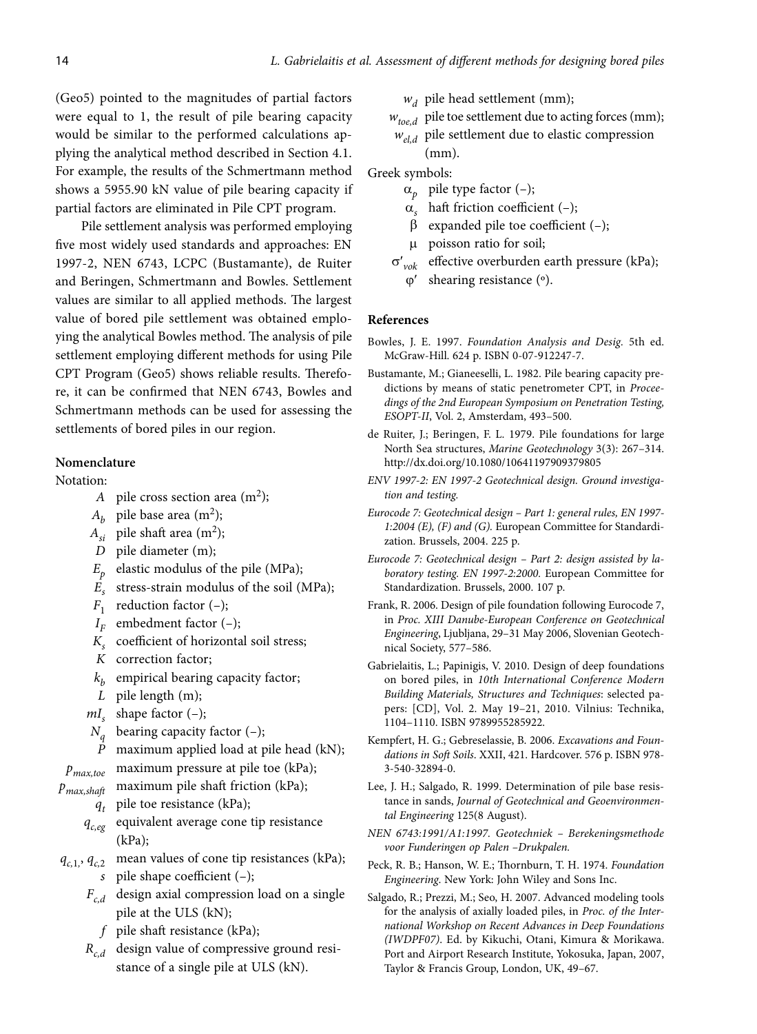(Geo5) pointed to the magnitudes of partial factors were equal to 1, the result of pile bearing capacity would be similar to the performed calculations applying the analytical method described in Section 4.1. For example, the results of the Schmertmann method shows a 5955.90 kN value of pile bearing capacity if partial factors are eliminated in Pile CPT program.

Pile settlement analysis was performed employing five most widely used standards and approaches: EN 1997-2, NEN 6743, LCPC (Bustamante), de Ruiter and Beringen, Schmertmann and Bowles. Settlement values are similar to all applied methods. The largest value of bored pile settlement was obtained employing the analytical Bowles method. The analysis of pile settlement employing different methods for using Pile CPT Program (Geo5) shows reliable results. Therefore, it can be confirmed that NEN 6743, Bowles and Schmertmann methods can be used for assessing the settlements of bored piles in our region.

## Nomenclature

Notation:

- $A$ pile cross section area ($m^2$);
- $A_b$ pile base area ($m^2$);
- $A_{si}$ pile shaft area ($m^2$);
- $D$ pile diameter (m);
- $E_p$ elastic modulus of the pile (MPa);
- $E_s$ stress-strain modulus of the soil (MPa);
- $F_1$ reduction factor (–);
- $I_F$ embedment factor (–);
- $K_s$ coefficient of horizontal soil stress;
- $K$ correction factor;
- $k_b$ empirical bearing capacity factor;
- $L$ pile length (m);
- $mI_s$ shape factor (–);
- $N_q$ bearing capacity factor (–);
- $P$ maximum applied load at pile head (kN);
- $p_{max,toe}$ maximum pressure at pile toe (kPa);
- $p_{max,shaft}$ maximum pile shaft friction (kPa);
- $q_t$ pile toe resistance (kPa);
- $q_{c,eg}$ equivalent average cone tip resistance (kPa);
- $q_{c,1}$, $q_{c,2}$ mean values of cone tip resistances (kPa);
- $s$ pile shape coefficient (–);
- $F_{c,d}$ design axial compression load on a single pile at the ULS (kN);
- $f$ pile shaft resistance (kPa);
- $R_{c,d}$ design value of compressive ground resistance of a single pile at ULS (kN).
- $w_d$ pile head settlement (mm);
- $w_{toe,d}$ pile toe settlement due to acting forces (mm);
- $w_{el,d}$ pile settlement due to elastic compression (mm).

Greek symbols:

- $\alpha_p$ pile type factor (–);
- $\alpha_s$ haft friction coefficient (–);
- $\beta$ expanded pile toe coefficient (–);
- $\mu$ poisson ratio for soil;
- $\sigma'_{vok}$ effective overburden earth pressure (kPa);
- $\varphi'$ shearing resistance (°).

## References

Bowles, J. E. 1997. *Foundation Analysis and Desig.* 5th ed. McGraw-Hill. 624 p. ISBN 0-07-912247-7.

Bustamante, M.; Gianeeselli, L. 1982. Pile bearing capacity predictions by means of static penetrometer CPT, in *Proceedings of the 2nd European Symposium on Penetration Testing, ESOPT-II*, Vol. 2, Amsterdam, 493–500.

de Ruiter, J.; Beringen, F. L. 1979. Pile foundations for large North Sea structures, *Marine Geotechnology* 3(3): 267–314. http://dx.doi.org/10.1080/10641197909379805

*ENV 1997-2: EN 1997-2 Geotechnical design. Ground investigation and testing.*

*Eurocode 7: Geotechnical design – Part 1: general rules, EN 1997-1:2004 (E), (F) and (G).* European Committee for Standardization. Brussels, 2004. 225 p.

*Eurocode 7: Geotechnical design – Part 2: design assisted by laboratory testing. EN 1997-2:2000.* European Committee for Standardization. Brussels, 2000. 107 p.

Frank, R. 2006. Design of pile foundation following Eurocode 7, in *Proc. XIII Danube-European Conference on Geotechnical Engineering*, Ljubljana, 29–31 May 2006, Slovenian Geotechnical Society, 577–586.

Gabrielaitis, L.; Papinigis, V. 2010. Design of deep foundations on bored piles, in *10th International Conference Modern Building Materials, Structures and Techniques*: selected papers: [CD], Vol. 2. May 19–21, 2010. Vilnius: Technika, 1104–1110. ISBN 9789955285922.

Kempfert, H. G.; Gebreselassie, B. 2006. *Excavations and Foundations in Soft Soils*. XXII, 421. Hardcover. 576 p. ISBN 978-3-540-32894-0.

Lee, J. H.; Salgado, R. 1999. Determination of pile base resistance in sands, *Journal of Geotechnical and Geoenvironmental Engineering* 125(8 August).

*NEN 6743:1991/A1:1997. Geotechniek – Berekeningsmethode voor Funderingen op Palen –Drukpalen.*

Peck, R. B.; Hanson, W. E.; Thornburn, T. H. 1974. *Foundation Engineering*. New York: John Wiley and Sons Inc.

Salgado, R.; Prezzi, M.; Seo, H. 2007. Advanced modeling tools for the analysis of axially loaded piles, in *Proc. of the International Workshop on Recent Advances in Deep Foundations (IWDPF07)*. Ed. by Kikuchi, Otani, Kimura & Morikawa. Port and Airport Research Institute, Yokosuka, Japan, 2007, Taylor & Francis Group, London, UK, 49–67.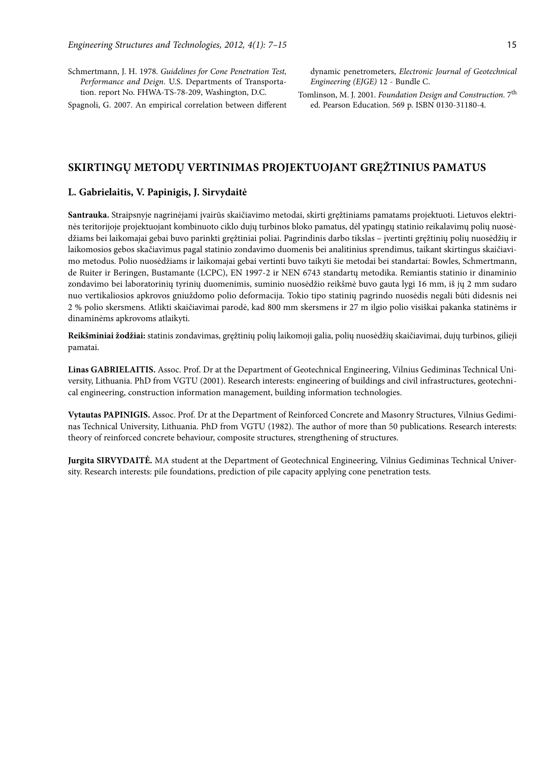Schmertmann, J. H. 1978. *Guidelines for Cone Penetration Test, Performance and Deign.* U.S. Departments of Transportation. report No. FHWA-TS-78-209, Washington, D.C.

Spagnoli, G. 2007. An empirical correlation between different dynamic penetrometers, *Electronic Journal of Geotechnical Engineering (EJGE)* 12 - Bundle C.

Tomlinson, M. J. 2001. *Foundation Design and Construction.* 7th ed. Pearson Education. 569 p. ISBN 0130-31180-4.

## SKIRTINGŲ METODŲ VERTINIMAS PROJEKTUOJANT GRĘŽTINIUS PAMATUS

**L. Gabrielaitis, V. Papinigis, J. Sirvydaitė**

**Santrauka.** Straipsnyje nagrinėjami įvairūs skaičiavimo metodai, skirti gręžtiniams pamatams projektuoti. Lietuvos elektrinės teritorijoje projektuojant kombinuoto ciklo dujų turbinos bloko pamatus, dėl ypatingų statinio reikalavimų polių nuosėdžiams bei laikomajai gebai buvo parinkti gręžtiniai poliai. Pagrindinis darbo tikslas – įvertinti gręžtinių polių nuosėdžių ir laikomosios gebos skačiavimus pagal statinio zondavimo duomenis bei analitinius sprendimus, taikant skirtingus skaičiavimo metodus. Polio nuosėdžiams ir laikomajai gebai vertinti buvo taikyti šie metodai bei standartai: Bowles, Schmertmann, de Ruiter ir Beringen, Bustamante (LCPC), EN 1997-2 ir NEN 6743 standartų metodika. Remiantis statinio ir dinaminio zondavimo bei laboratorinių tyrinių duomenimis, suminio nuosėdžio reikšmė buvo gauta lygi 16 mm, iš jų 2 mm sudaro nuo vertikaliosios apkrovos gniuždomo polio deformacija. Tokio tipo statinių pagrindo nuosėdis negali būti didesnis nei 2 % polio skersmens. Atlikti skaičiavimai parodė, kad 800 mm skersmens ir 27 m ilgio polio visiškai pakanka statinėms ir dinaminėms apkrovoms atlaikyti.

**Reikšminiai žodžiai:** statinis zondavimas, gręžtinių polių laikomoji galia, polių nuosėdžių skaičiavimai, dujų turbinos, gilieji pamatai.

**Linas GABRIELAITIS.** Assoc. Prof. Dr at the Department of Geotechnical Engineering, Vilnius Gediminas Technical University, Lithuania. PhD from VGTU (2001). Research interests: engineering of buildings and civil infrastructures, geotechnical engineering, construction information management, building information technologies.

**Vytautas PAPINIGIS.** Assoc. Prof. Dr at the Department of Reinforced Concrete and Masonry Structures, Vilnius Gediminas Technical University, Lithuania. PhD from VGTU (1982). The author of more than 50 publications. Research interests: theory of reinforced concrete behaviour, composite structures, strengthening of structures.

**Jurgita SIRVYDAITĖ.** MA student at the Department of Geotechnical Engineering, Vilnius Gediminas Technical University. Research interests: pile foundations, prediction of pile capacity applying cone penetration tests.